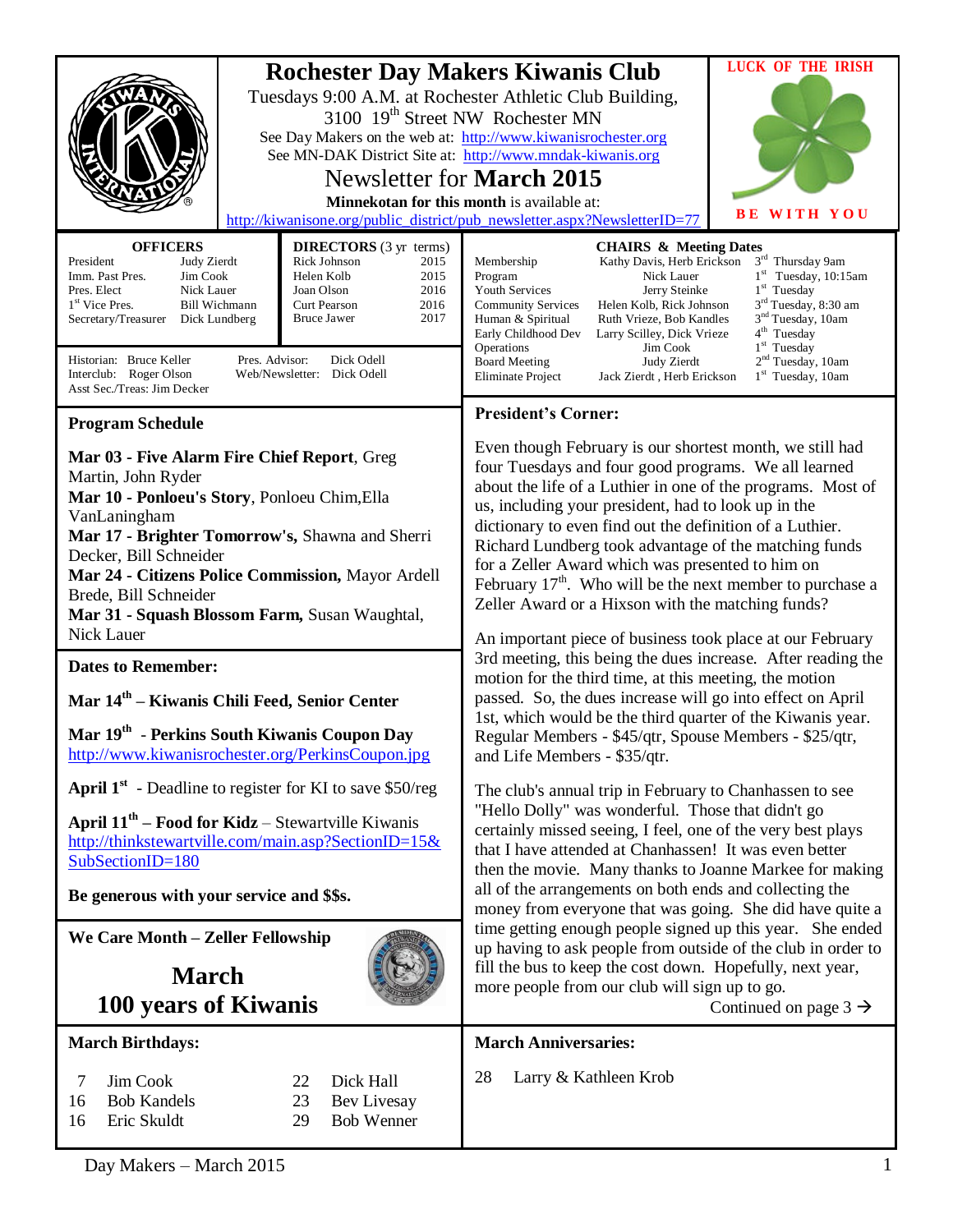# Rochester Day Makers Kiwanis Club

Tuesdays 9:00 A.M. at Rochester Athletic Club Building, 3100 19th Street NW Rochester MN

See Day Makers on the web at: http://www.kiwanisrochester.org

See MN-DAK District Site at: http://www.mndak-kiwanis.org

## Newsletter for March 2015

**Minnekotan for this month** is available at: http://kiwanisone.org/public_district/pub_newsletter.aspx?NewsletterID=77

LUCK OF THE IRISH BE WITH YOU

**OFFICERS**

| | |
|---|---|
| President | Judy Zierdt |
| Imm. Past Pres. | Jim Cook |
| Pres. Elect | Nick Lauer |
| 1st Vice Pres. | Bill Wichmann |
| Secretary/Treasurer | Dick Lundberg |

**DIRECTORS** (3 yr terms)

| | |
|---|---|
| Rick Johnson | 2015 |
| Helen Kolb | 2015 |
| Joan Olson | 2016 |
| Curt Pearson | 2016 |
| Bruce Jawer | 2017 |

Historian: Bruce Keller
Interclub: Roger Olson
Asst Sec./Treas: Jim Decker
Pres. Advisor: Dick Odell
Web/Newsletter: Dick Odell

**CHAIRS & Meeting Dates**

| | | |
|---|---|---|
| Membership | Kathy Davis, Herb Erickson | 3rd Thursday 9am |
| Program | Nick Lauer | 1st Tuesday, 10:15am |
| Youth Services | Jerry Steinke | 1st Tuesday |
| Community Services | Helen Kolb, Rick Johnson | 3rd Tuesday, 8:30 am |
| Human & Spiritual | Ruth Vrieze, Bob Kandles | 3nd Tuesday, 10am |
| Early Childhood Dev | Larry Scilley, Dick Vrieze | 4th Tuesday |
| Operations | Jim Cook | 1st Tuesday |
| Board Meeting | Judy Zierdt | 2nd Tuesday, 10am |
| Eliminate Project | Jack Zierdt , Herb Erickson | 1st Tuesday, 10am |

### Program Schedule

**Mar 03 - Five Alarm Fire Chief Report**, Greg Martin, John Ryder
**Mar 10 - Ponloeu's Story**, Ponloeu Chim,Ella VanLaningham
**Mar 17 - Brighter Tomorrow's,** Shawna and Sherri Decker, Bill Schneider
**Mar 24 - Citizens Police Commission,** Mayor Ardell Brede, Bill Schneider
**Mar 31 - Squash Blossom Farm,** Susan Waughtal, Nick Lauer

### Dates to Remember:

**Mar 14th – Kiwanis Chili Feed, Senior Center**

**Mar 19th - Perkins South Kiwanis Coupon Day**
http://www.kiwanisrochester.org/PerkinsCoupon.jpg

**April 1st** - Deadline to register for KI to save $50/reg

**April 11th – Food for Kidz** – Stewartville Kiwanis
http://thinkstewartville.com/main.asp?SectionID=15&SubSectionID=180

**Be generous with your service and $$s.**

### We Care Month – Zeller Fellowship

**March**
**100 years of Kiwanis**

### President's Corner:

Even though February is our shortest month, we still had four Tuesdays and four good programs. We all learned about the life of a Luthier in one of the programs. Most of us, including your president, had to look up in the dictionary to even find out the definition of a Luthier. Richard Lundberg took advantage of the matching funds for a Zeller Award which was presented to him on February 17th. Who will be the next member to purchase a Zeller Award or a Hixson with the matching funds?

An important piece of business took place at our February 3rd meeting, this being the dues increase. After reading the motion for the third time, at this meeting, the motion passed. So, the dues increase will go into effect on April 1st, which would be the third quarter of the Kiwanis year. Regular Members - $45/qtr, Spouse Members - $25/qtr, and Life Members - $35/qtr.

The club's annual trip in February to Chanhassen to see "Hello Dolly" was wonderful. Those that didn't go certainly missed seeing, I feel, one of the very best plays that I have attended at Chanhassen! It was even better then the movie. Many thanks to Joanne Markee for making all of the arrangements on both ends and collecting the money from everyone that was going. She did have quite a time getting enough people signed up this year. She ended up having to ask people from outside of the club in order to fill the bus to keep the cost down. Hopefully, next year, more people from our club will sign up to go.

Continued on page 3 →

### March Birthdays:

| | | | |
|---|---|---|---|
| 7 | Jim Cook | 22 | Dick Hall |
| 16 | Bob Kandels | 23 | Bev Livesay |
| 16 | Eric Skuldt | 29 | Bob Wenner |

### March Anniversaries:

28 Larry & Kathleen Krob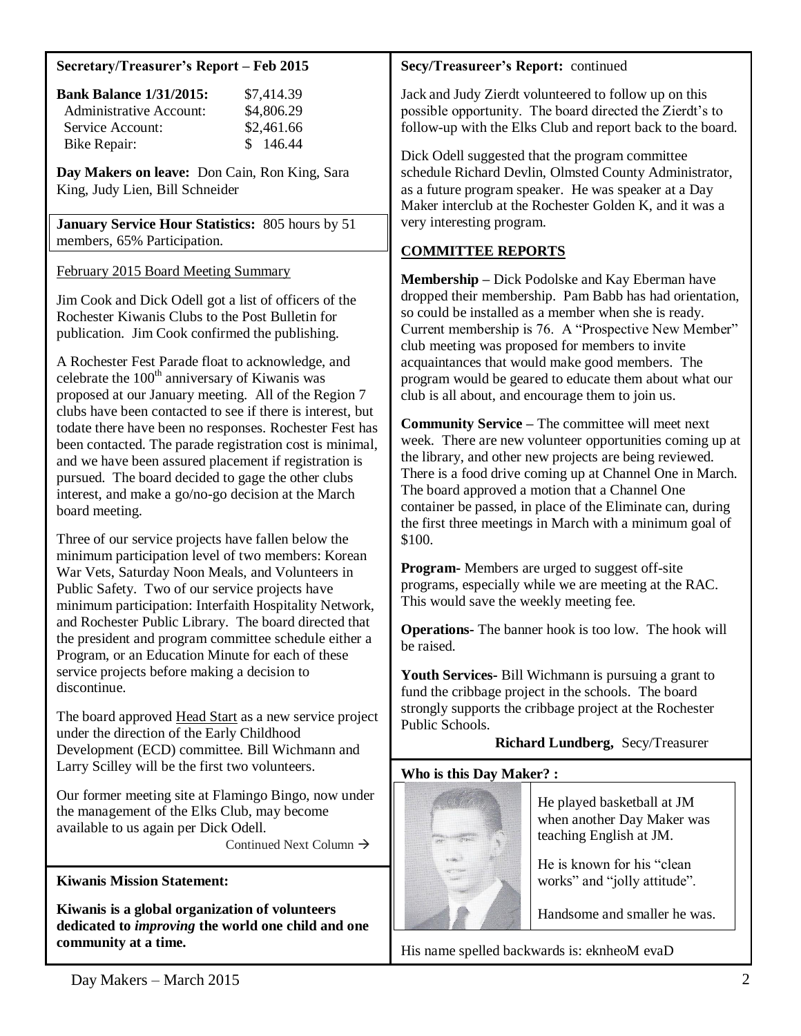**Secretary/Treasurer's Report – Feb 2015**

| **Bank Balance 1/31/2015:** | $7,414.39 |
| --- | --- |
| Administrative Account: | $4,806.29 |
| Service Account: | $2,461.66 |
| Bike Repair: | $ 146.44 |

**Day Makers on leave:** Don Cain, Ron King, Sara King, Judy Lien, Bill Schneider

**January Service Hour Statistics:** 805 hours by 51 members, 65% Participation.

February 2015 Board Meeting Summary

Jim Cook and Dick Odell got a list of officers of the Rochester Kiwanis Clubs to the Post Bulletin for publication. Jim Cook confirmed the publishing.

A Rochester Fest Parade float to acknowledge, and celebrate the 100th anniversary of Kiwanis was proposed at our January meeting. All of the Region 7 clubs have been contacted to see if there is interest, but todate there have been no responses. Rochester Fest has been contacted. The parade registration cost is minimal, and we have been assured placement if registration is pursued. The board decided to gage the other clubs interest, and make a go/no-go decision at the March board meeting.

Three of our service projects have fallen below the minimum participation level of two members: Korean War Vets, Saturday Noon Meals, and Volunteers in Public Safety. Two of our service projects have minimum participation: Interfaith Hospitality Network, and Rochester Public Library. The board directed that the president and program committee schedule either a Program, or an Education Minute for each of these service projects before making a decision to discontinue.

The board approved Head Start as a new service project under the direction of the Early Childhood Development (ECD) committee. Bill Wichmann and Larry Scilley will be the first two volunteers.

Our former meeting site at Flamingo Bingo, now under the management of the Elks Club, may become available to us again per Dick Odell.

Continued Next Column →

**Secy/Treasureer's Report:** continued

Jack and Judy Zierdt volunteered to follow up on this possible opportunity. The board directed the Zierdt's to follow-up with the Elks Club and report back to the board.

Dick Odell suggested that the program committee schedule Richard Devlin, Olmsted County Administrator, as a future program speaker. He was speaker at a Day Maker interclub at the Rochester Golden K, and it was a very interesting program.

**COMMITTEE REPORTS**

**Membership –** Dick Podolske and Kay Eberman have dropped their membership. Pam Babb has had orientation, so could be installed as a member when she is ready. Current membership is 76. A "Prospective New Member" club meeting was proposed for members to invite acquaintances that would make good members. The program would be geared to educate them about what our club is all about, and encourage them to join us.

**Community Service –** The committee will meet next week. There are new volunteer opportunities coming up at the library, and other new projects are being reviewed. There is a food drive coming up at Channel One in March. The board approved a motion that a Channel One container be passed, in place of the Eliminate can, during the first three meetings in March with a minimum goal of $100.

**Program-** Members are urged to suggest off-site programs, especially while we are meeting at the RAC. This would save the weekly meeting fee.

**Operations-** The banner hook is too low. The hook will be raised.

**Youth Services-** Bill Wichmann is pursuing a grant to fund the cribbage project in the schools. The board strongly supports the cribbage project at the Rochester Public Schools.

**Richard Lundberg,** Secy/Treasurer

**Kiwanis Mission Statement:**

**Kiwanis is a global organization of volunteers dedicated to *improving* the world one child and one community at a time.**

**Who is this Day Maker? :**

He played basketball at JM when another Day Maker was teaching English at JM.

He is known for his "clean works" and "jolly attitude".

Handsome and smaller he was.

His name spelled backwards is: eknheoM evaD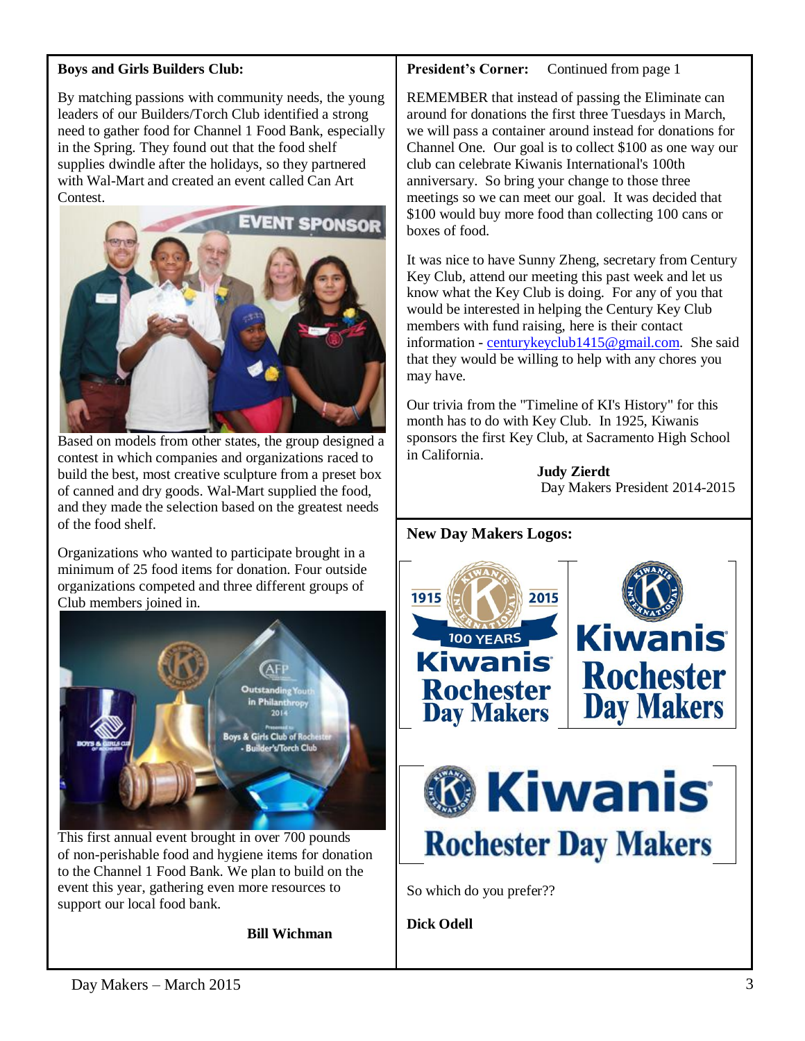**Boys and Girls Builders Club:**

By matching passions with community needs, the young leaders of our Builders/Torch Club identified a strong need to gather food for Channel 1 Food Bank, especially in the Spring. They found out that the food shelf supplies dwindle after the holidays, so they partnered with Wal-Mart and created an event called Can Art Contest.

Based on models from other states, the group designed a contest in which companies and organizations raced to build the best, most creative sculpture from a preset box of canned and dry goods. Wal-Mart supplied the food, and they made the selection based on the greatest needs of the food shelf.

Organizations who wanted to participate brought in a minimum of 25 food items for donation. Four outside organizations competed and three different groups of Club members joined in.

This first annual event brought in over 700 pounds of non-perishable food and hygiene items for donation to the Channel 1 Food Bank. We plan to build on the event this year, gathering even more resources to support our local food bank.

**Bill Wichman**

**President's Corner:** Continued from page 1

REMEMBER that instead of passing the Eliminate can around for donations the first three Tuesdays in March, we will pass a container around instead for donations for Channel One. Our goal is to collect $100 as one way our club can celebrate Kiwanis International's 100th anniversary. So bring your change to those three meetings so we can meet our goal. It was decided that $100 would buy more food than collecting 100 cans or boxes of food.

It was nice to have Sunny Zheng, secretary from Century Key Club, attend our meeting this past week and let us know what the Key Club is doing. For any of you that would be interested in helping the Century Key Club members with fund raising, here is their contact information - centurykeyclub1415@gmail.com. She said that they would be willing to help with any chores you may have.

Our trivia from the "Timeline of KI's History" for this month has to do with Key Club. In 1925, Kiwanis sponsors the first Key Club, at Sacramento High School in California.

**Judy Zierdt**
Day Makers President 2014-2015

**New Day Makers Logos:**

So which do you prefer??

**Dick Odell**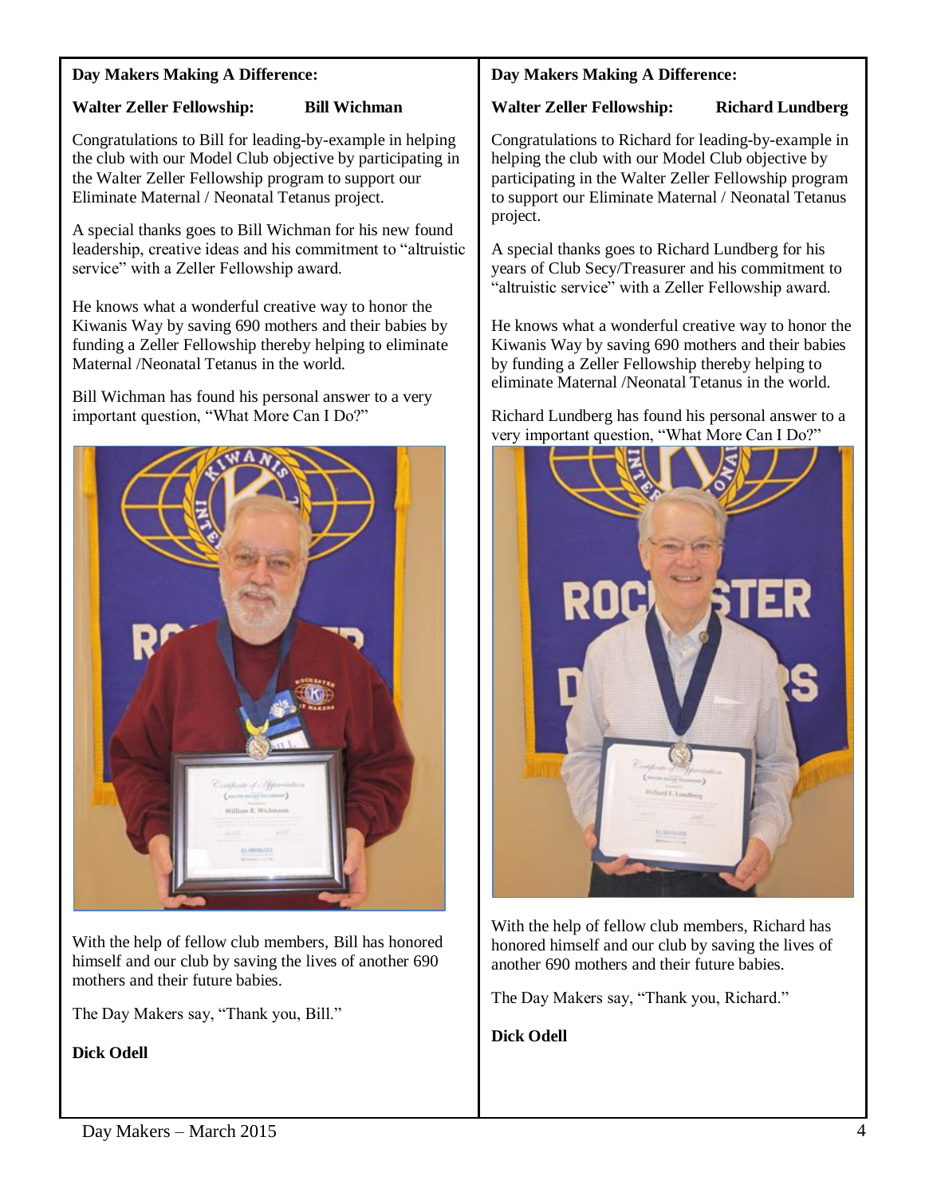**Day Makers Making A Difference:**

**Walter Zeller Fellowship: Bill Wichman**

Congratulations to Bill for leading-by-example in helping the club with our Model Club objective by participating in the Walter Zeller Fellowship program to support our Eliminate Maternal / Neonatal Tetanus project.

A special thanks goes to Bill Wichman for his new found leadership, creative ideas and his commitment to "altruistic service" with a Zeller Fellowship award.

He knows what a wonderful creative way to honor the Kiwanis Way by saving 690 mothers and their babies by funding a Zeller Fellowship thereby helping to eliminate Maternal /Neonatal Tetanus in the world.

Bill Wichman has found his personal answer to a very important question, "What More Can I Do?"

With the help of fellow club members, Bill has honored himself and our club by saving the lives of another 690 mothers and their future babies.

The Day Makers say, "Thank you, Bill."

**Dick Odell**

**Day Makers Making A Difference:**

**Walter Zeller Fellowship: Richard Lundberg**

Congratulations to Richard for leading-by-example in helping the club with our Model Club objective by participating in the Walter Zeller Fellowship program to support our Eliminate Maternal / Neonatal Tetanus project.

A special thanks goes to Richard Lundberg for his years of Club Secy/Treasurer and his commitment to "altruistic service" with a Zeller Fellowship award.

He knows what a wonderful creative way to honor the Kiwanis Way by saving 690 mothers and their babies by funding a Zeller Fellowship thereby helping to eliminate Maternal /Neonatal Tetanus in the world.

Richard Lundberg has found his personal answer to a very important question, "What More Can I Do?"

With the help of fellow club members, Richard has honored himself and our club by saving the lives of another 690 mothers and their future babies.

The Day Makers say, "Thank you, Richard."

**Dick Odell**